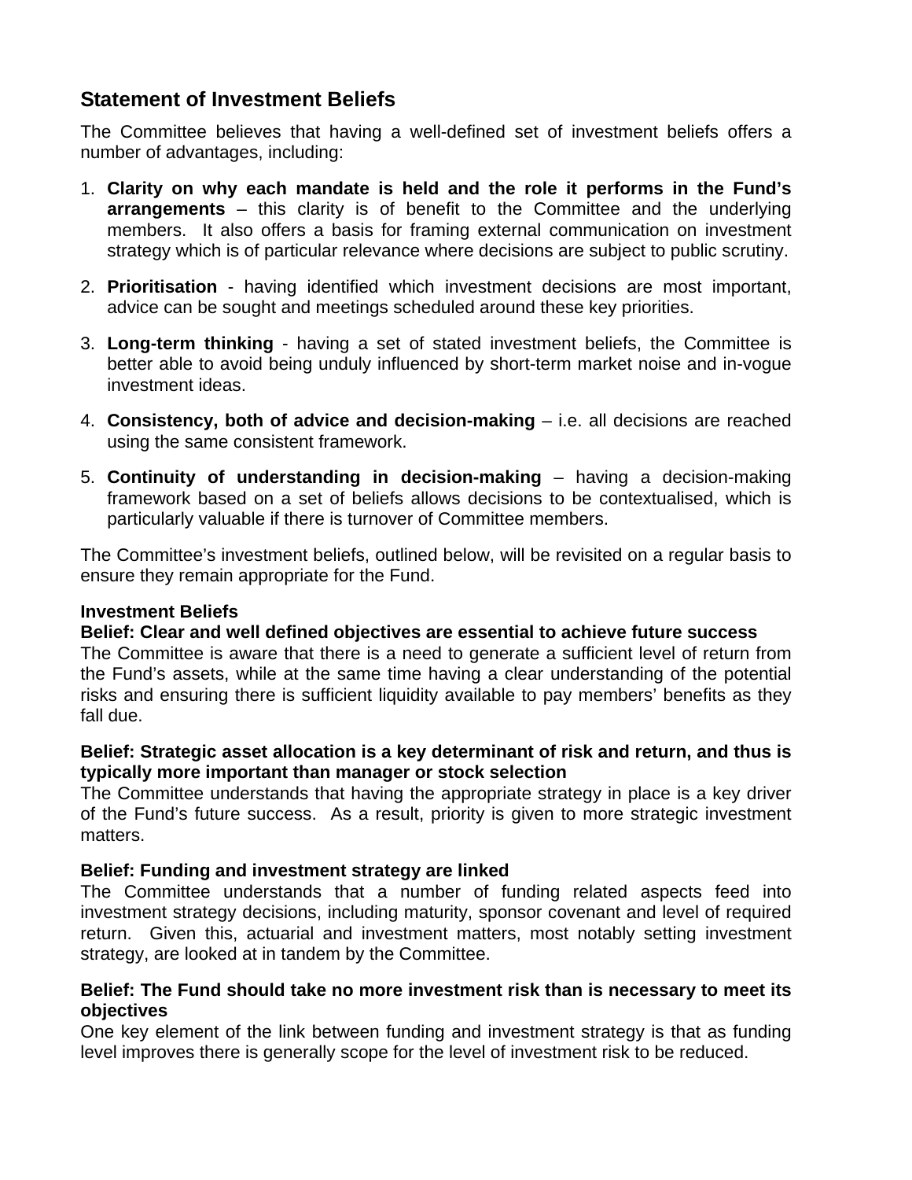## Statement of Investment Beliefs

The Committee believes that having a well-defined set of investment beliefs offers a number of advantages, including:

1. **Clarity on why each mandate is held and the role it performs in the Fund's arrangements** – this clarity is of benefit to the Committee and the underlying members. It also offers a basis for framing external communication on investment strategy which is of particular relevance where decisions are subject to public scrutiny.

2. **Prioritisation** - having identified which investment decisions are most important, advice can be sought and meetings scheduled around these key priorities.

3. **Long-term thinking** - having a set of stated investment beliefs, the Committee is better able to avoid being unduly influenced by short-term market noise and in-vogue investment ideas.

4. **Consistency, both of advice and decision-making** – i.e. all decisions are reached using the same consistent framework.

5. **Continuity of understanding in decision-making** – having a decision-making framework based on a set of beliefs allows decisions to be contextualised, which is particularly valuable if there is turnover of Committee members.

The Committee's investment beliefs, outlined below, will be revisited on a regular basis to ensure they remain appropriate for the Fund.

### Investment Beliefs

**Belief: Clear and well defined objectives are essential to achieve future success**

The Committee is aware that there is a need to generate a sufficient level of return from the Fund's assets, while at the same time having a clear understanding of the potential risks and ensuring there is sufficient liquidity available to pay members' benefits as they fall due.

**Belief: Strategic asset allocation is a key determinant of risk and return, and thus is typically more important than manager or stock selection**

The Committee understands that having the appropriate strategy in place is a key driver of the Fund's future success. As a result, priority is given to more strategic investment matters.

**Belief: Funding and investment strategy are linked**

The Committee understands that a number of funding related aspects feed into investment strategy decisions, including maturity, sponsor covenant and level of required return. Given this, actuarial and investment matters, most notably setting investment strategy, are looked at in tandem by the Committee.

**Belief: The Fund should take no more investment risk than is necessary to meet its objectives**

One key element of the link between funding and investment strategy is that as funding level improves there is generally scope for the level of investment risk to be reduced.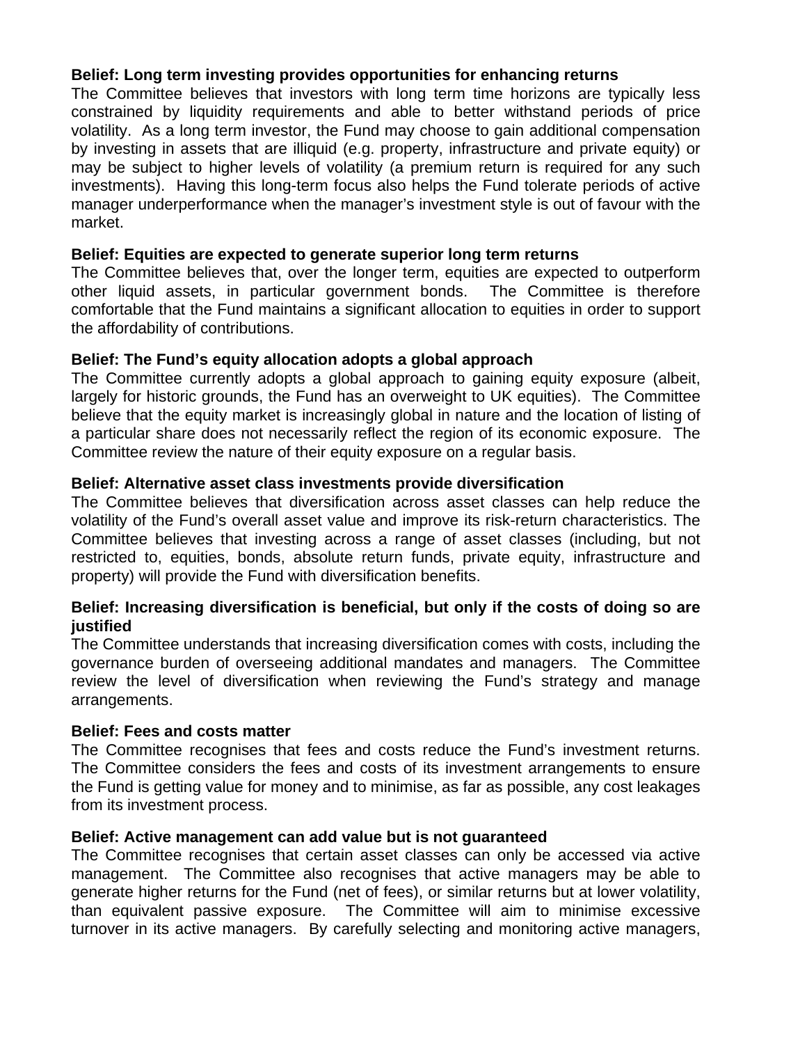**Belief: Long term investing provides opportunities for enhancing returns**

The Committee believes that investors with long term time horizons are typically less constrained by liquidity requirements and able to better withstand periods of price volatility. As a long term investor, the Fund may choose to gain additional compensation by investing in assets that are illiquid (e.g. property, infrastructure and private equity) or may be subject to higher levels of volatility (a premium return is required for any such investments). Having this long-term focus also helps the Fund tolerate periods of active manager underperformance when the manager's investment style is out of favour with the market.

**Belief: Equities are expected to generate superior long term returns**

The Committee believes that, over the longer term, equities are expected to outperform other liquid assets, in particular government bonds. The Committee is therefore comfortable that the Fund maintains a significant allocation to equities in order to support the affordability of contributions.

**Belief: The Fund's equity allocation adopts a global approach**

The Committee currently adopts a global approach to gaining equity exposure (albeit, largely for historic grounds, the Fund has an overweight to UK equities). The Committee believe that the equity market is increasingly global in nature and the location of listing of a particular share does not necessarily reflect the region of its economic exposure. The Committee review the nature of their equity exposure on a regular basis.

**Belief: Alternative asset class investments provide diversification**

The Committee believes that diversification across asset classes can help reduce the volatility of the Fund's overall asset value and improve its risk-return characteristics. The Committee believes that investing across a range of asset classes (including, but not restricted to, equities, bonds, absolute return funds, private equity, infrastructure and property) will provide the Fund with diversification benefits.

**Belief: Increasing diversification is beneficial, but only if the costs of doing so are justified**

The Committee understands that increasing diversification comes with costs, including the governance burden of overseeing additional mandates and managers. The Committee review the level of diversification when reviewing the Fund's strategy and manage arrangements.

**Belief: Fees and costs matter**

The Committee recognises that fees and costs reduce the Fund's investment returns. The Committee considers the fees and costs of its investment arrangements to ensure the Fund is getting value for money and to minimise, as far as possible, any cost leakages from its investment process.

**Belief: Active management can add value but is not guaranteed**

The Committee recognises that certain asset classes can only be accessed via active management. The Committee also recognises that active managers may be able to generate higher returns for the Fund (net of fees), or similar returns but at lower volatility, than equivalent passive exposure. The Committee will aim to minimise excessive turnover in its active managers. By carefully selecting and monitoring active managers,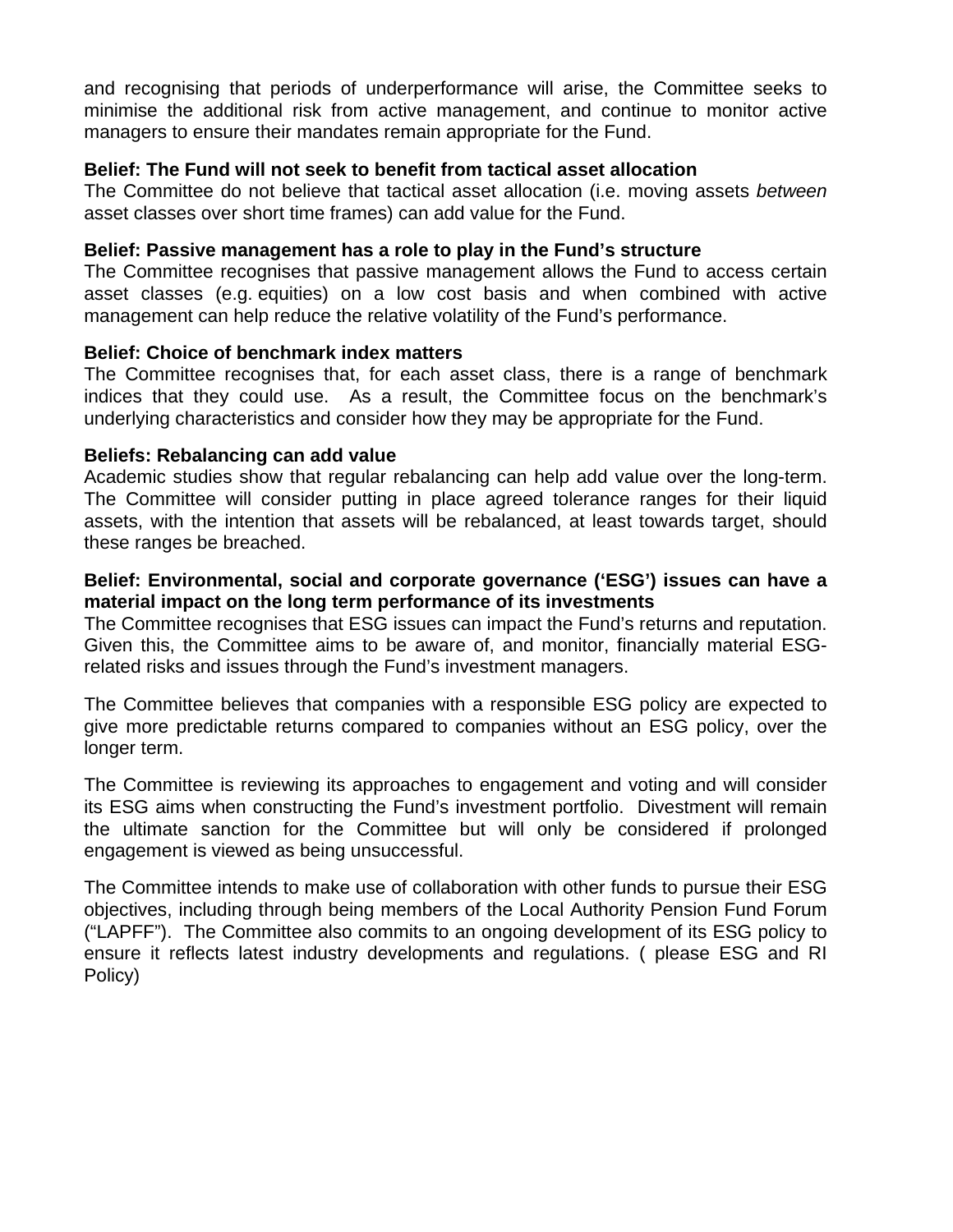and recognising that periods of underperformance will arise, the Committee seeks to minimise the additional risk from active management, and continue to monitor active managers to ensure their mandates remain appropriate for the Fund.

**Belief: The Fund will not seek to benefit from tactical asset allocation**

The Committee do not believe that tactical asset allocation (i.e. moving assets *between* asset classes over short time frames) can add value for the Fund.

**Belief: Passive management has a role to play in the Fund's structure**

The Committee recognises that passive management allows the Fund to access certain asset classes (e.g. equities) on a low cost basis and when combined with active management can help reduce the relative volatility of the Fund's performance.

**Belief: Choice of benchmark index matters**

The Committee recognises that, for each asset class, there is a range of benchmark indices that they could use. As a result, the Committee focus on the benchmark's underlying characteristics and consider how they may be appropriate for the Fund.

**Beliefs: Rebalancing can add value**

Academic studies show that regular rebalancing can help add value over the long-term. The Committee will consider putting in place agreed tolerance ranges for their liquid assets, with the intention that assets will be rebalanced, at least towards target, should these ranges be breached.

**Belief: Environmental, social and corporate governance ('ESG') issues can have a material impact on the long term performance of its investments**

The Committee recognises that ESG issues can impact the Fund's returns and reputation. Given this, the Committee aims to be aware of, and monitor, financially material ESG-related risks and issues through the Fund's investment managers.

The Committee believes that companies with a responsible ESG policy are expected to give more predictable returns compared to companies without an ESG policy, over the longer term.

The Committee is reviewing its approaches to engagement and voting and will consider its ESG aims when constructing the Fund's investment portfolio. Divestment will remain the ultimate sanction for the Committee but will only be considered if prolonged engagement is viewed as being unsuccessful.

The Committee intends to make use of collaboration with other funds to pursue their ESG objectives, including through being members of the Local Authority Pension Fund Forum ("LAPFF"). The Committee also commits to an ongoing development of its ESG policy to ensure it reflects latest industry developments and regulations. ( please ESG and RI Policy)